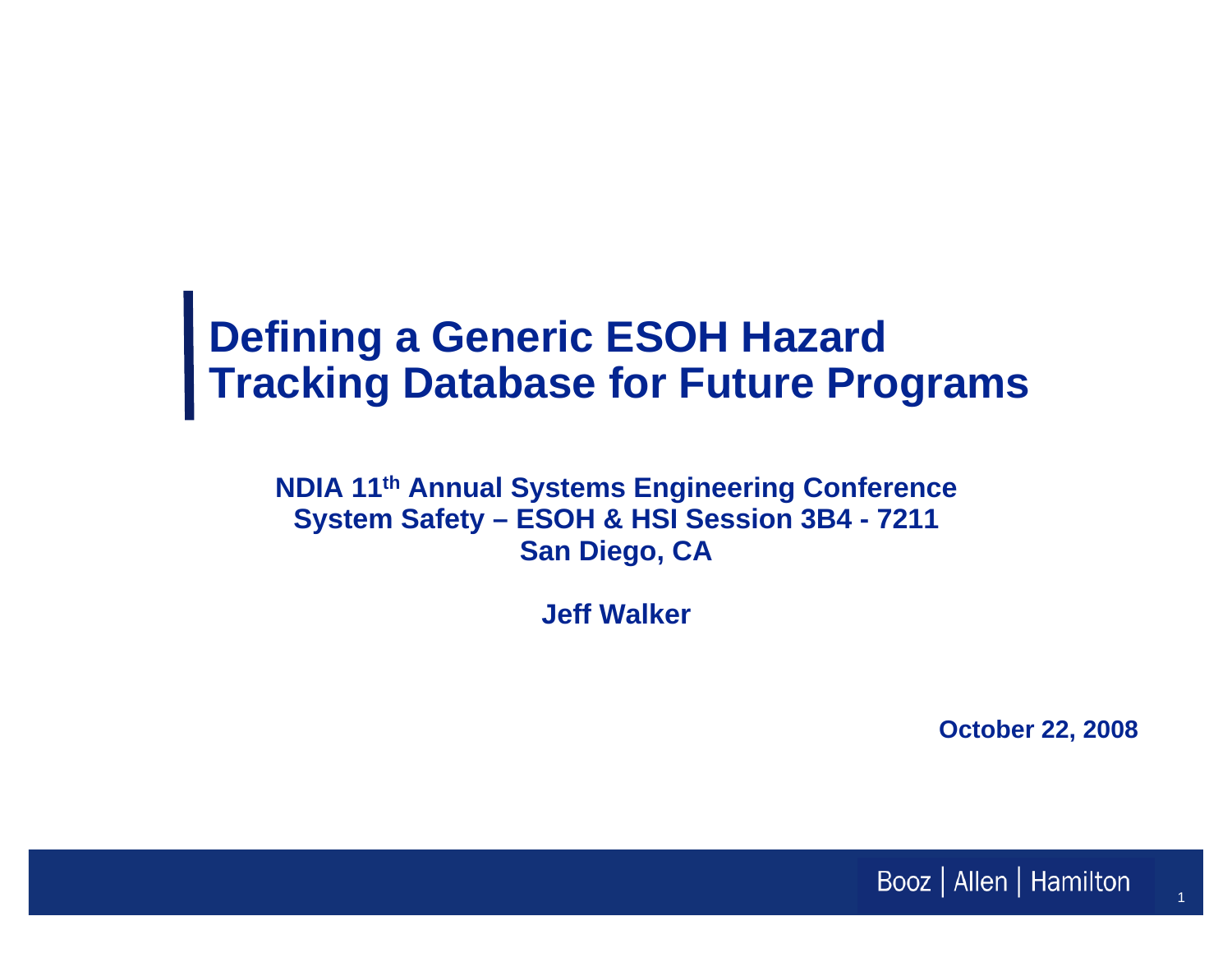# Defining a Generic ESOH Hazard Tracking Database for Future Programs

**NDIA 11th Annual Systems Engineering Conference**
**System Safety – ESOH & HSI Session 3B4 - 7211**
**San Diego, CA**

**Jeff Walker**

**October 22, 2008**

Booz | Allen | Hamilton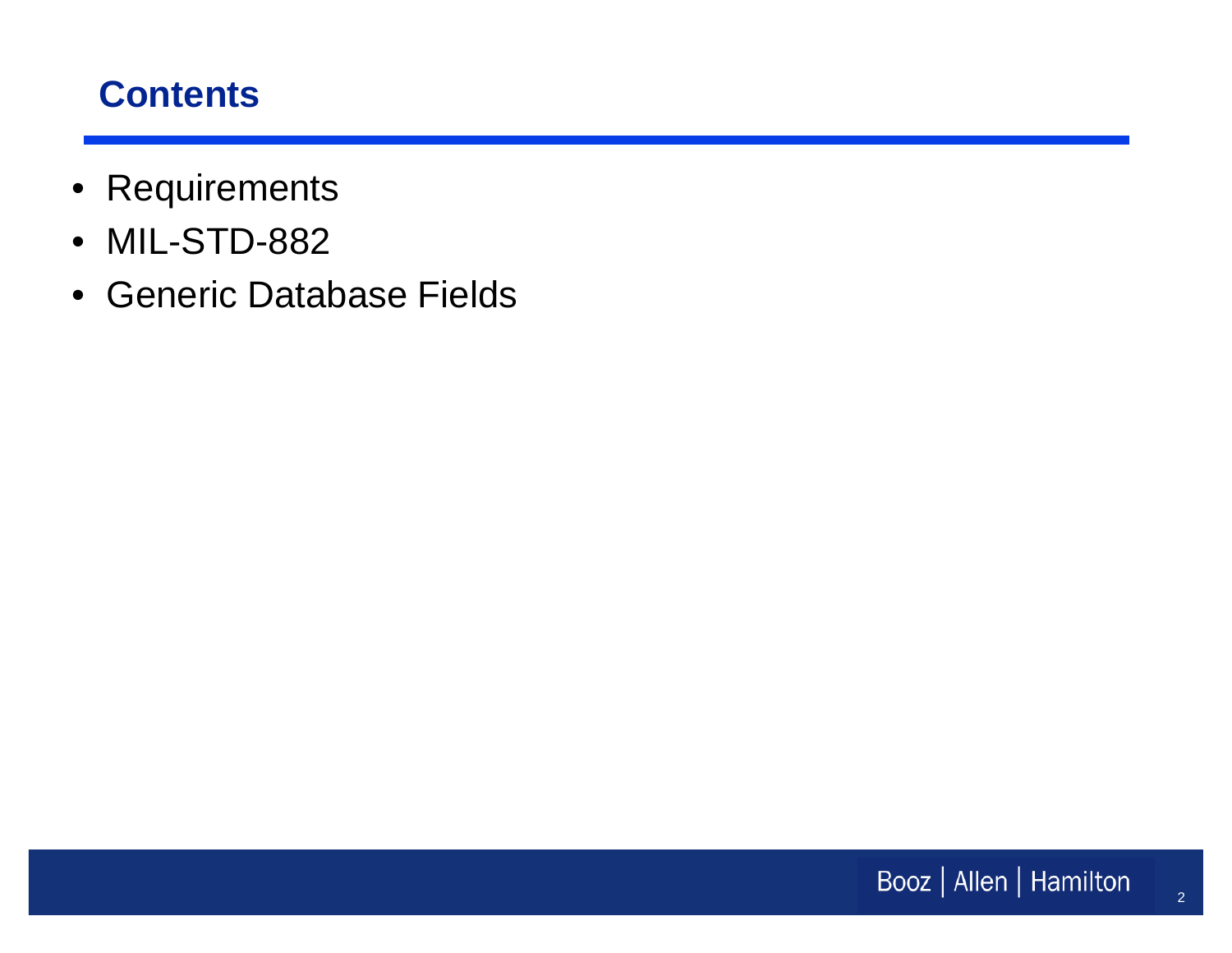## Contents

- Requirements
- MIL-STD-882
- Generic Database Fields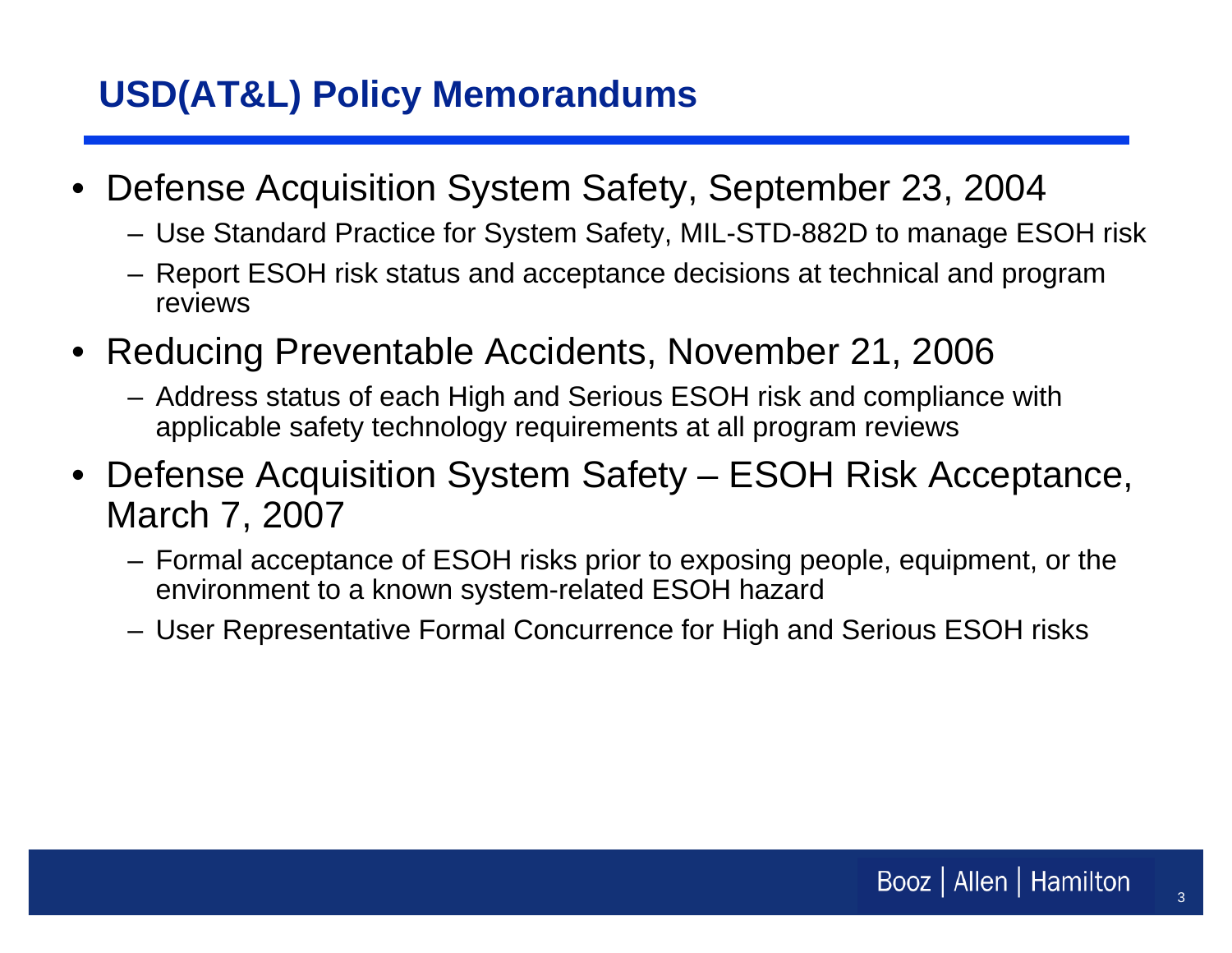# USD(AT&L) Policy Memorandums

- Defense Acquisition System Safety, September 23, 2004
  - Use Standard Practice for System Safety, MIL-STD-882D to manage ESOH risk
  - Report ESOH risk status and acceptance decisions at technical and program reviews
- Reducing Preventable Accidents, November 21, 2006
  - Address status of each High and Serious ESOH risk and compliance with applicable safety technology requirements at all program reviews
- Defense Acquisition System Safety – ESOH Risk Acceptance, March 7, 2007
  - Formal acceptance of ESOH risks prior to exposing people, equipment, or the environment to a known system-related ESOH hazard
  - User Representative Formal Concurrence for High and Serious ESOH risks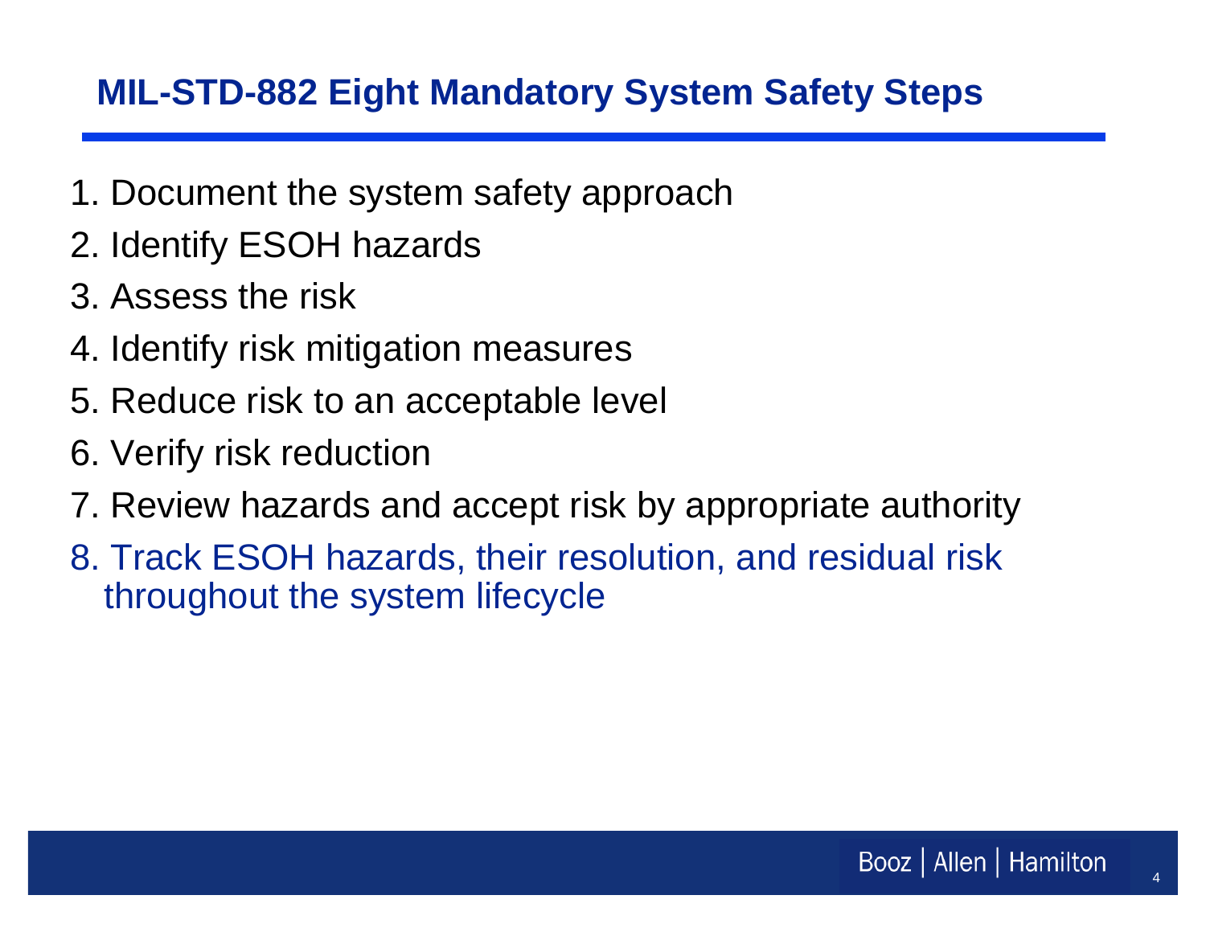## MIL-STD-882 Eight Mandatory System Safety Steps

1. Document the system safety approach
2. Identify ESOH hazards
3. Assess the risk
4. Identify risk mitigation measures
5. Reduce risk to an acceptable level
6. Verify risk reduction
7. Review hazards and accept risk by appropriate authority
8. Track ESOH hazards, their resolution, and residual risk throughout the system lifecycle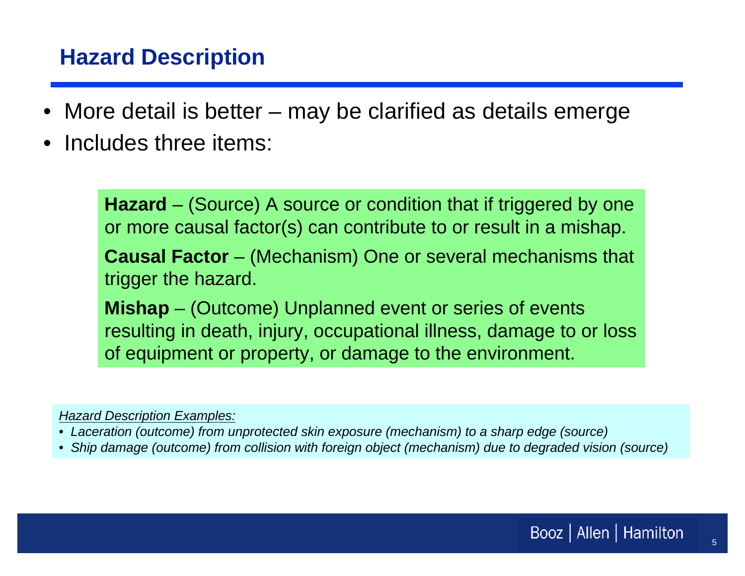## Hazard Description

- More detail is better – may be clarified as details emerge
- Includes three items:

**Hazard** – (Source) A source or condition that if triggered by one or more causal factor(s) can contribute to or result in a mishap.

**Causal Factor** – (Mechanism) One or several mechanisms that trigger the hazard.

**Mishap** – (Outcome) Unplanned event or series of events resulting in death, injury, occupational illness, damage to or loss of equipment or property, or damage to the environment.

*Hazard Description Examples:*

- *Laceration (outcome) from unprotected skin exposure (mechanism) to a sharp edge (source)*
- *Ship damage (outcome) from collision with foreign object (mechanism) due to degraded vision (source)*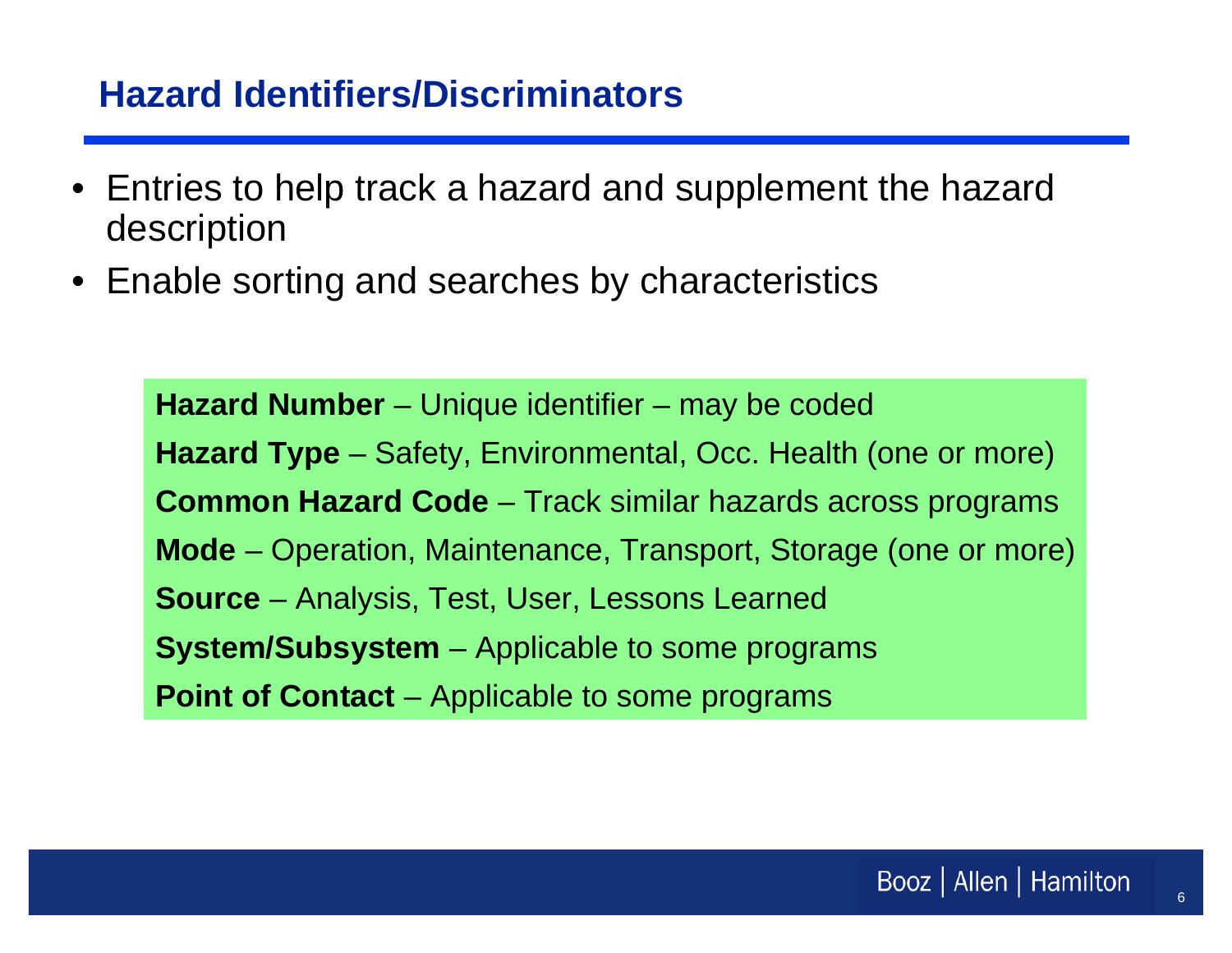## Hazard Identifiers/Discriminators

- Entries to help track a hazard and supplement the hazard description
- Enable sorting and searches by characteristics

**Hazard Number** – Unique identifier – may be coded

**Hazard Type** – Safety, Environmental, Occ. Health (one or more)

**Common Hazard Code** – Track similar hazards across programs

**Mode** – Operation, Maintenance, Transport, Storage (one or more)

**Source** – Analysis, Test, User, Lessons Learned

**System/Subsystem** – Applicable to some programs

**Point of Contact** – Applicable to some programs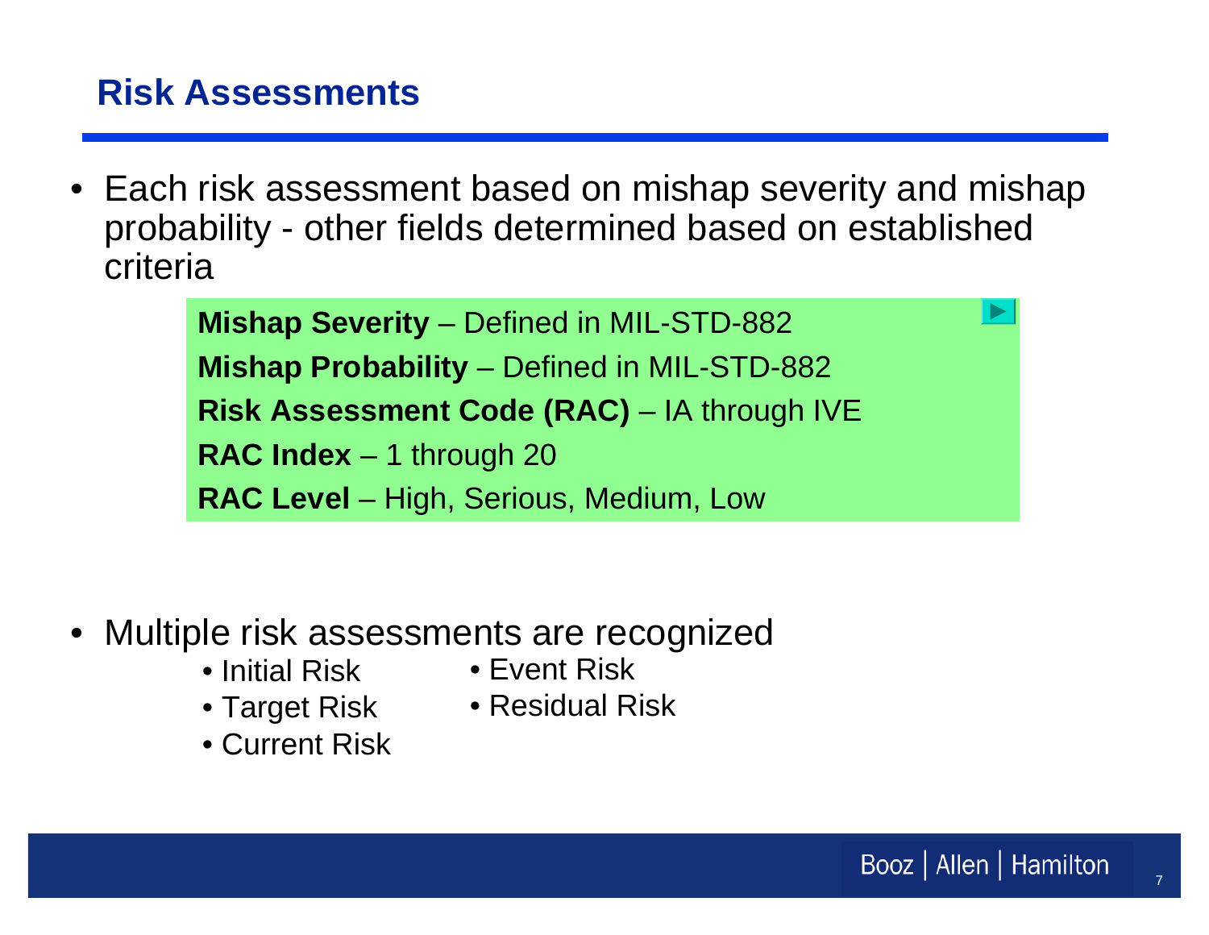## Risk Assessments

- Each risk assessment based on mishap severity and mishap probability - other fields determined based on established criteria

**Mishap Severity** – Defined in MIL-STD-882

**Mishap Probability** – Defined in MIL-STD-882

**Risk Assessment Code (RAC)** – IA through IVE

**RAC Index** – 1 through 20

**RAC Level** – High, Serious, Medium, Low

- Multiple risk assessments are recognized
  - Initial Risk
  - Target Risk
  - Current Risk
  - Event Risk
  - Residual Risk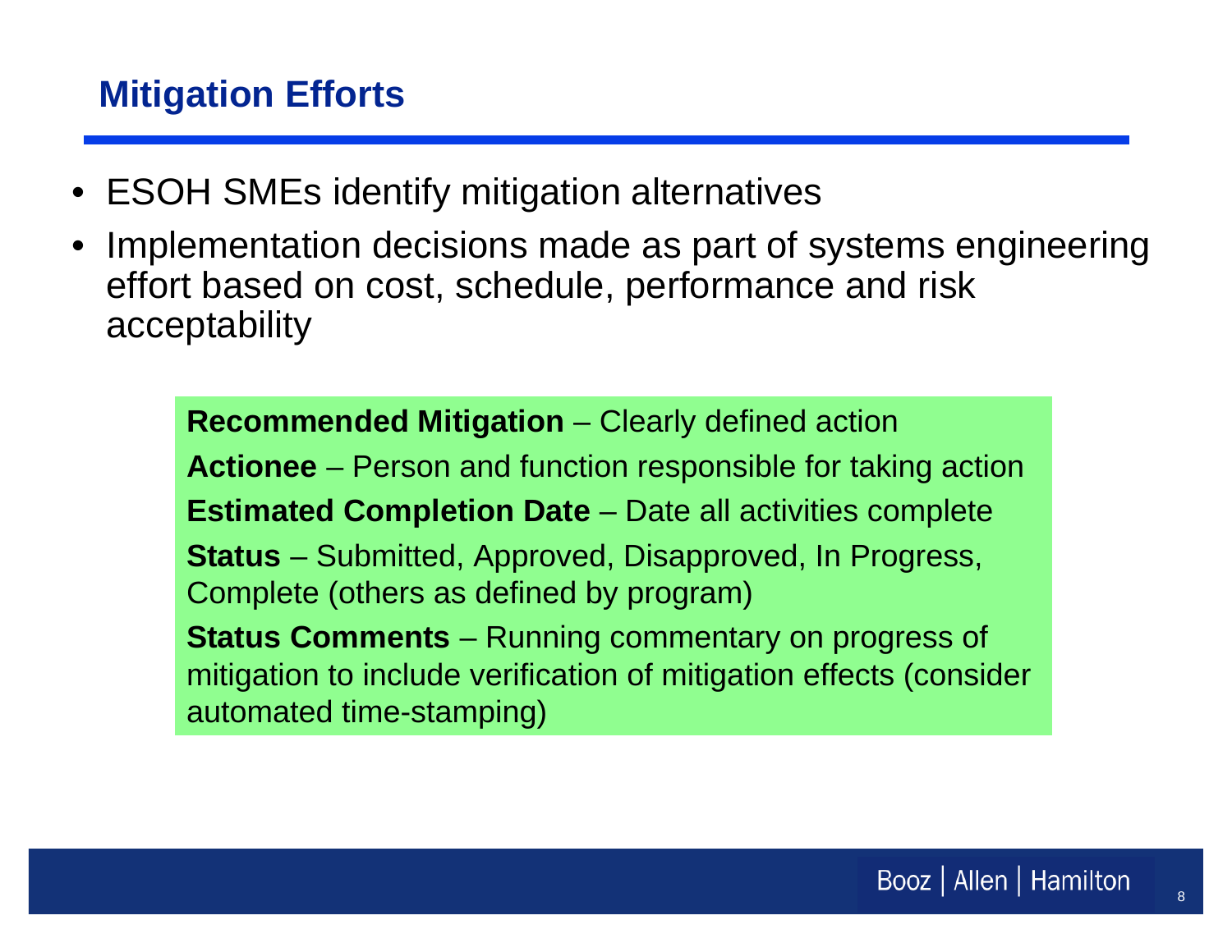# Mitigation Efforts

- ESOH SMEs identify mitigation alternatives
- Implementation decisions made as part of systems engineering effort based on cost, schedule, performance and risk acceptability

**Recommended Mitigation** – Clearly defined action

**Actionee** – Person and function responsible for taking action

**Estimated Completion Date** – Date all activities complete

**Status** – Submitted, Approved, Disapproved, In Progress, Complete (others as defined by program)

**Status Comments** – Running commentary on progress of mitigation to include verification of mitigation effects (consider automated time-stamping)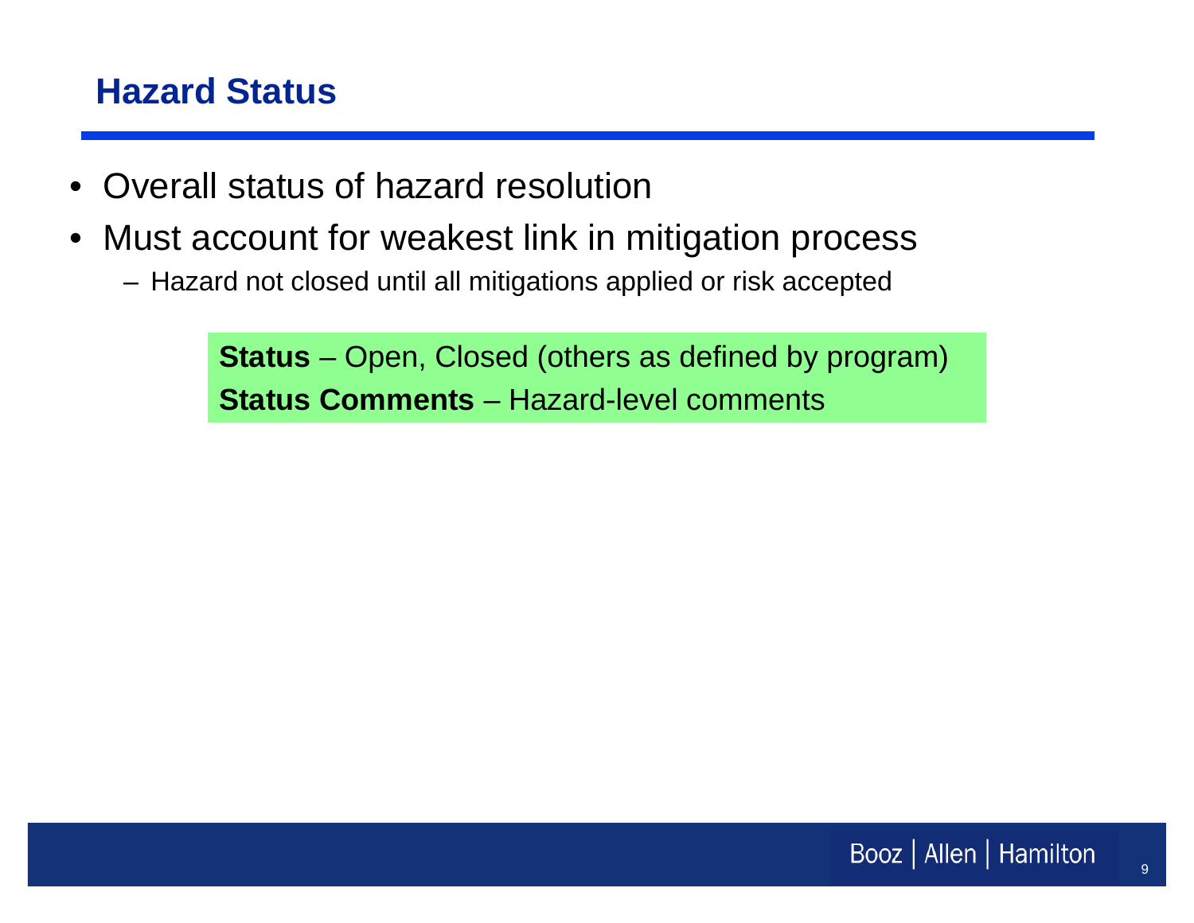## Hazard Status

- Overall status of hazard resolution
- Must account for weakest link in mitigation process
  - Hazard not closed until all mitigations applied or risk accepted

**Status** – Open, Closed (others as defined by program)
**Status Comments** – Hazard-level comments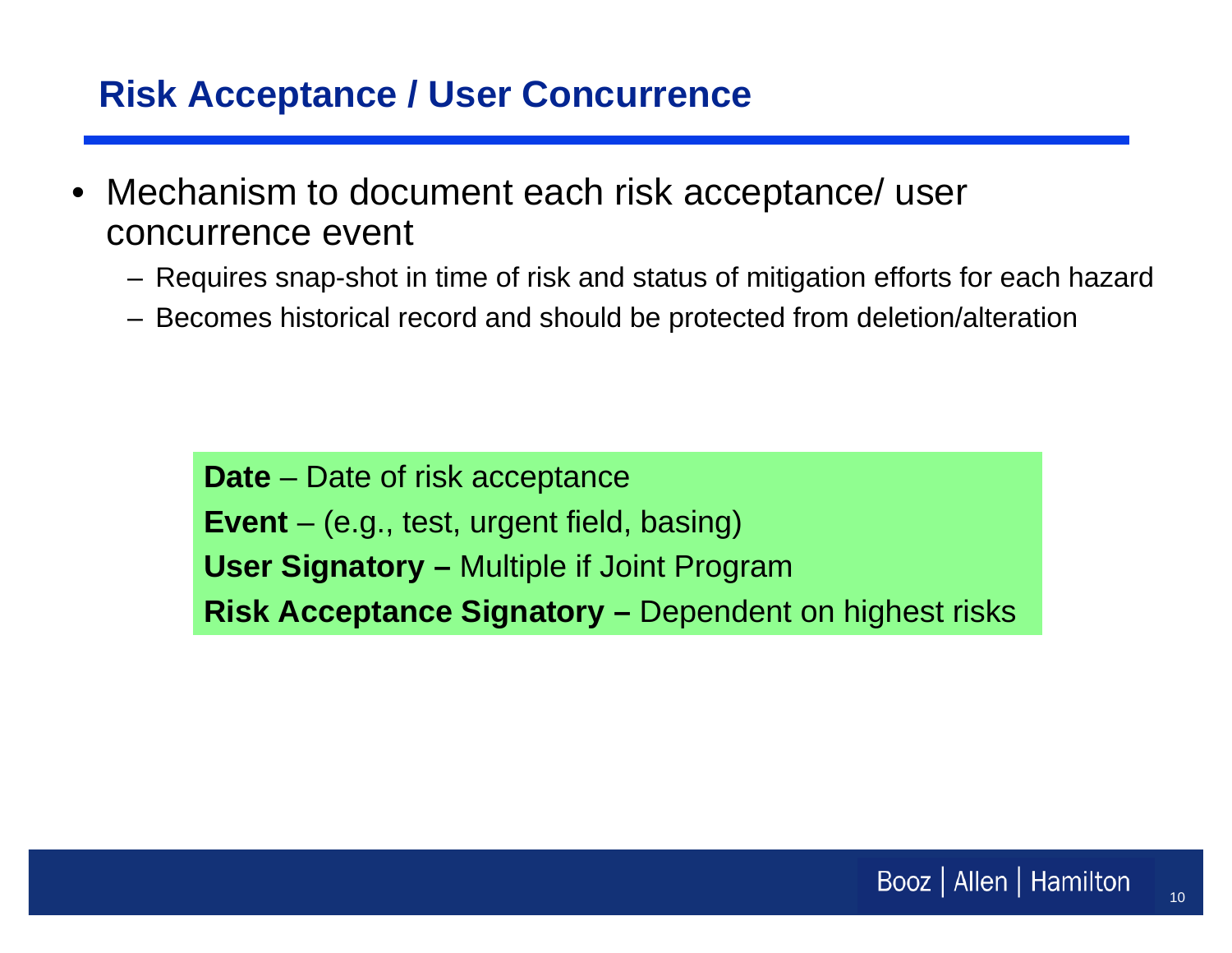# Risk Acceptance / User Concurrence

- Mechanism to document each risk acceptance/ user concurrence event
  - Requires snap-shot in time of risk and status of mitigation efforts for each hazard
  - Becomes historical record and should be protected from deletion/alteration

**Date** – Date of risk acceptance

**Event** – (e.g., test, urgent field, basing)

**User Signatory –** Multiple if Joint Program

**Risk Acceptance Signatory –** Dependent on highest risks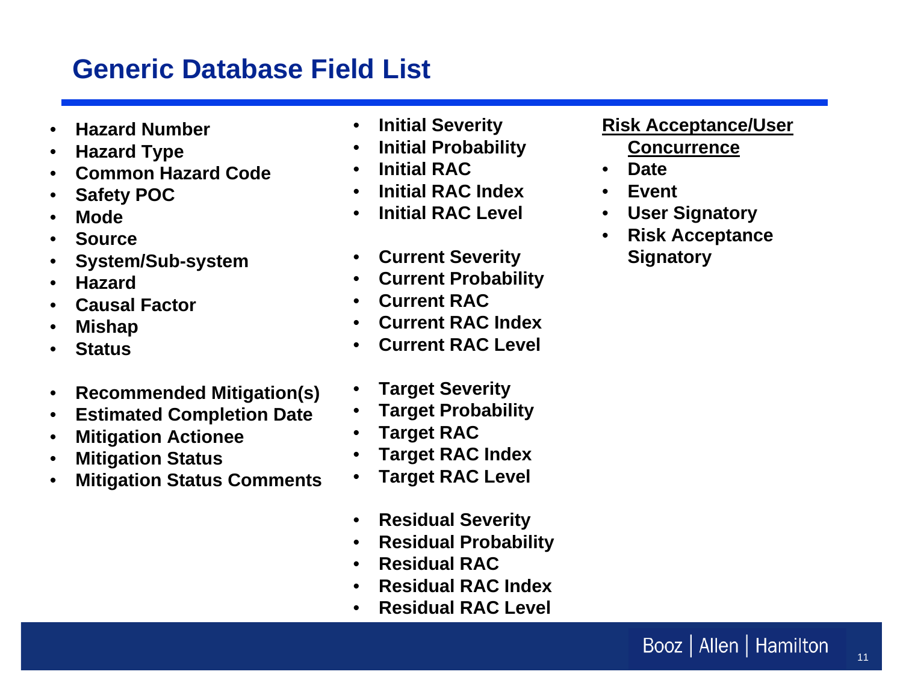# Generic Database Field List

- **Hazard Number**
- **Hazard Type**
- **Common Hazard Code**
- **Safety POC**
- **Mode**
- **Source**
- **System/Sub-system**
- **Hazard**
- **Causal Factor**
- **Mishap**
- **Status**

- **Recommended Mitigation(s)**
- **Estimated Completion Date**
- **Mitigation Actionee**
- **Mitigation Status**
- **Mitigation Status Comments**

- **Initial Severity**
- **Initial Probability**
- **Initial RAC**
- **Initial RAC Index**
- **Initial RAC Level**

- **Current Severity**
- **Current Probability**
- **Current RAC**
- **Current RAC Index**
- **Current RAC Level**

- **Target Severity**
- **Target Probability**
- **Target RAC**
- **Target RAC Index**
- **Target RAC Level**

- **Residual Severity**
- **Residual Probability**
- **Residual RAC**
- **Residual RAC Index**
- **Residual RAC Level**

**<u>Risk Acceptance/User Concurrence</u>**

- **Date**
- **Event**
- **User Signatory**
- **Risk Acceptance Signatory**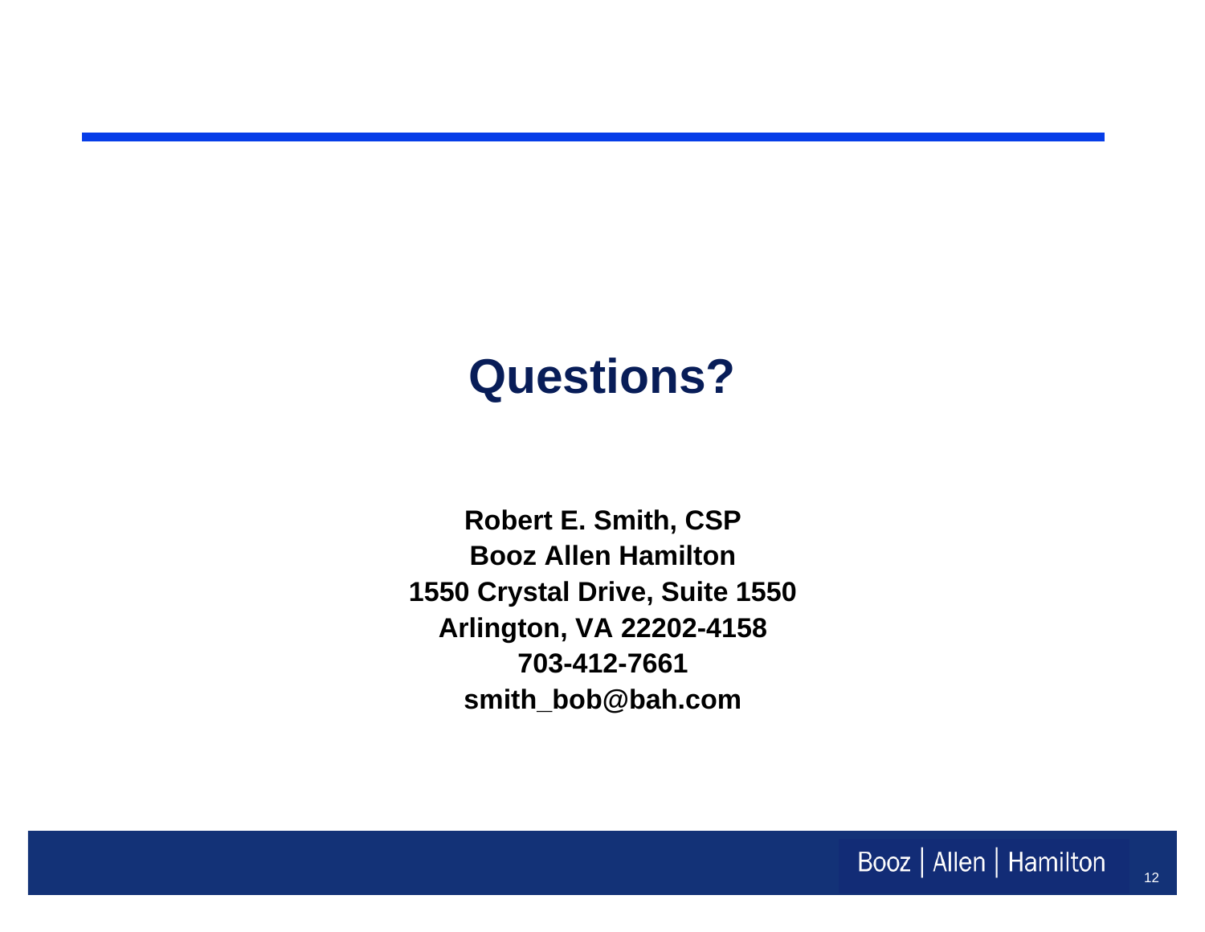# Questions?

**Robert E. Smith, CSP**
**Booz Allen Hamilton**
**1550 Crystal Drive, Suite 1550**
**Arlington, VA 22202-4158**
**703-412-7661**
**smith_bob@bah.com**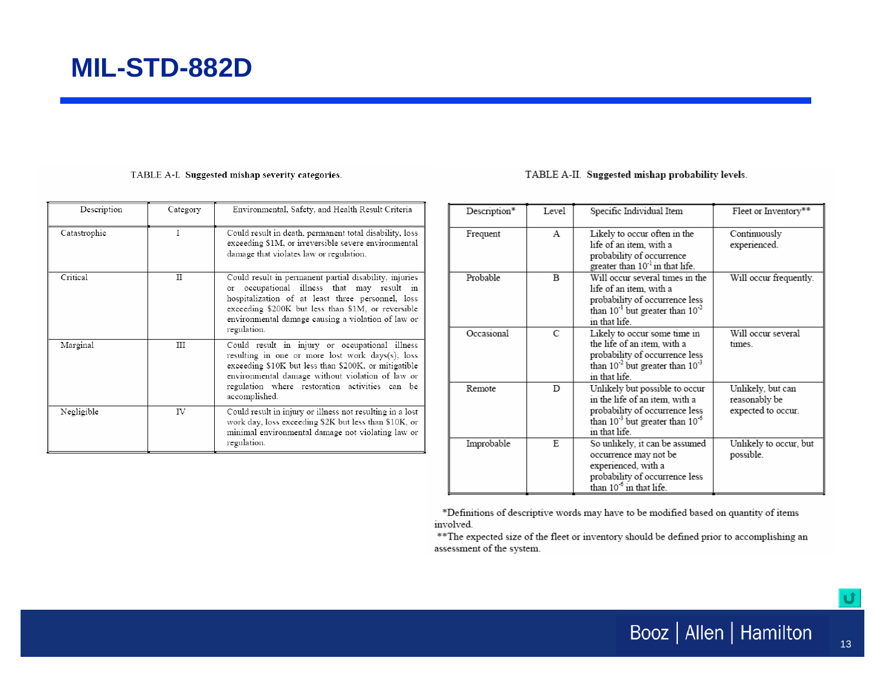# MIL-STD-882D

TABLE A-I. **Suggested mishap severity categories.**

| Description | Category | Environmental, Safety, and Health Result Criteria |
|---|---|---|
| Catastrophic | I | Could result in death, permanent total disability, loss exceeding $1M, or irreversible severe environmental damage that violates law or regulation. |
| Critical | II | Could result in permanent partial disability, injuries or occupational illness that may result in hospitalization of at least three personnel, loss exceeding $200K but less than $1M, or reversible environmental damage causing a violation of law or regulation. |
| Marginal | III | Could result in injury or occupational illness resulting in one or more lost work days(s), loss exceeding $10K but less than $200K, or mitigatible environmental damage without violation of law or regulation where restoration activities can be accomplished. |
| Negligible | IV | Could result in injury or illness not resulting in a lost work day, loss exceeding $2K but less than $10K, or minimal environmental damage not violating law or regulation. |

TABLE A-II. **Suggested mishap probability levels.**

| Description* | Level | Specific Individual Item | Fleet or Inventory** |
|---|---|---|---|
| Frequent | A | Likely to occur often in the life of an item, with a probability of occurrence greater than $10^{-1}$ in that life. | Continuously experienced. |
| Probable | B | Will occur several times in the life of an item, with a probability of occurrence less than $10^{-1}$ but greater than $10^{-2}$ in that life. | Will occur frequently. |
| Occasional | C | Likely to occur some time in the life of an item, with a probability of occurrence less than $10^{-2}$ but greater than $10^{-3}$ in that life. | Will occur several times. |
| Remote | D | Unlikely but possible to occur in the life of an item, with a probability of occurrence less than $10^{-3}$ but greater than $10^{-6}$ in that life. | Unlikely, but can reasonably be expected to occur. |
| Improbable | E | So unlikely, it can be assumed occurrence may not be experienced, with a probability of occurrence less than $10^{-6}$ in that life. | Unlikely to occur, but possible. |

*Definitions of descriptive words may have to be modified based on quantity of items involved.

**The expected size of the fleet or inventory should be defined prior to accomplishing an assessment of the system.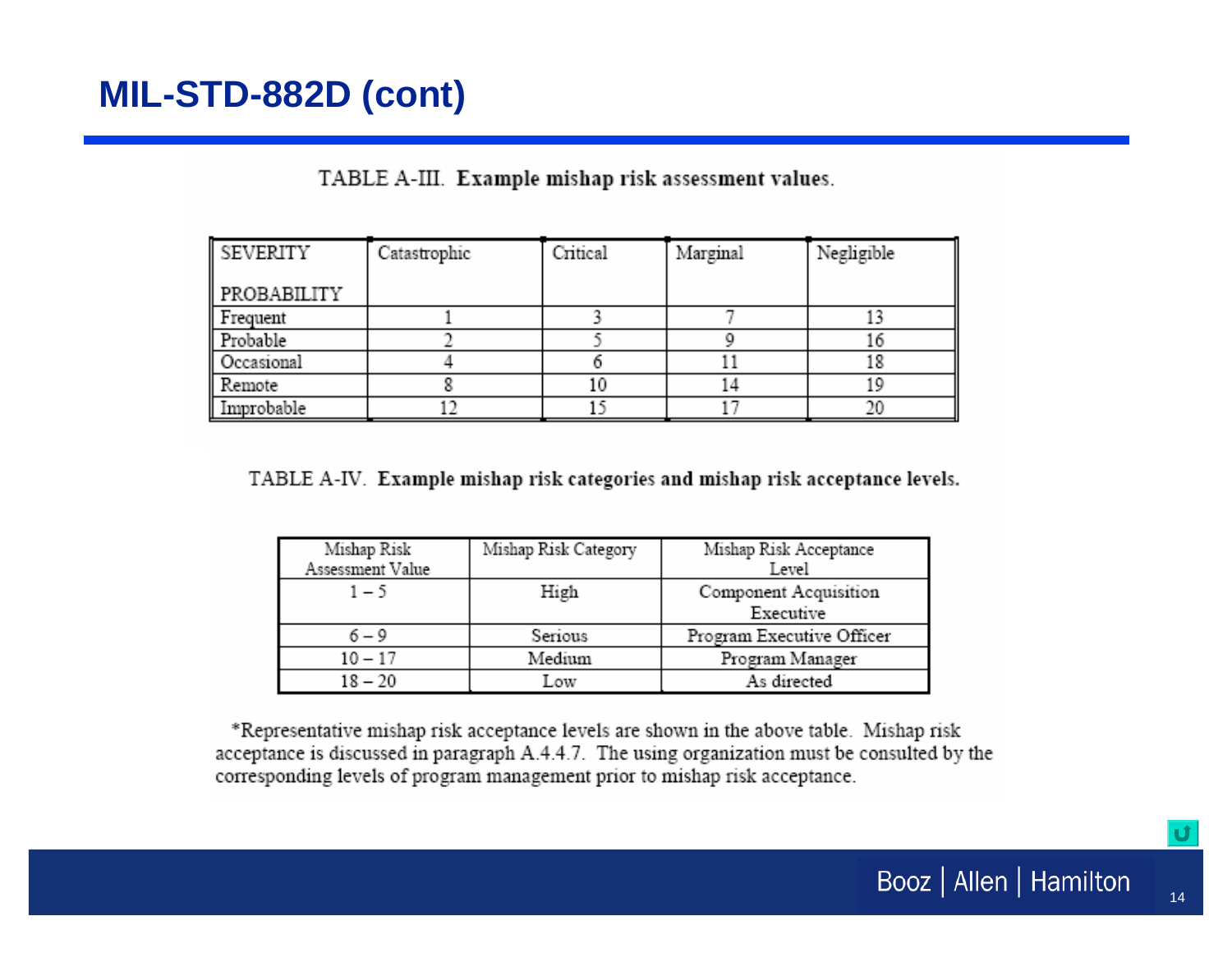# MIL-STD-882D (cont)

TABLE A-III. **Example mishap risk assessment values.**

| SEVERITY / PROBABILITY | Catastrophic | Critical | Marginal | Negligible |
|---|---|---|---|---|
| Frequent | 1 | 3 | 7 | 13 |
| Probable | 2 | 5 | 9 | 16 |
| Occasional | 4 | 6 | 11 | 18 |
| Remote | 8 | 10 | 14 | 19 |
| Improbable | 12 | 15 | 17 | 20 |

TABLE A-IV. **Example mishap risk categories and mishap risk acceptance levels.**

| Mishap Risk Assessment Value | Mishap Risk Category | Mishap Risk Acceptance Level |
|---|---|---|
| 1 – 5 | High | Component Acquisition Executive |
| 6 – 9 | Serious | Program Executive Officer |
| 10 – 17 | Medium | Program Manager |
| 18 – 20 | Low | As directed |

*Representative mishap risk acceptance levels are shown in the above table. Mishap risk acceptance is discussed in paragraph A.4.4.7. The using organization must be consulted by the corresponding levels of program management prior to mishap risk acceptance.